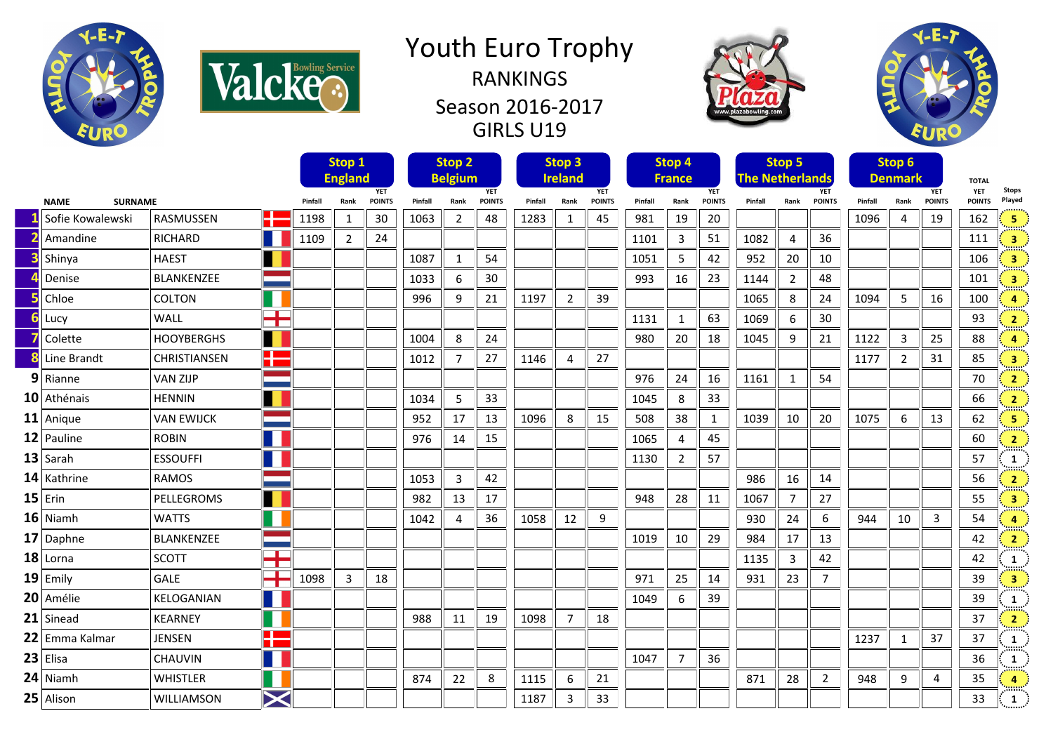# Youth Euro Trophy

## RANKINGS

## Season 2016-2017

## GIRLS U19

| | NAME | SURNAME | | Stop 1 England | | | Stop 2 Belgium | | | Stop 3 Ireland | | | Stop 4 France | | | Stop 5 The Netherlands | | | Stop 6 Denmark | | | TOTAL | Stops |
|---|---|---|---|---|---|---|---|---|---|---|---|---|---|---|---|---|---|---|---|---|---|---|---|
| | | | | Pinfall | Rank | YET POINTS | Pinfall | Rank | YET POINTS | Pinfall | Rank | YET POINTS | Pinfall | Rank | YET POINTS | Pinfall | Rank | YET POINTS | Pinfall | Rank | YET POINTS | YET POINTS | Played |
| 1 | Sofie Kowalewski | RASMUSSEN | | 1198 | 1 | 30 | 1063 | 2 | 48 | 1283 | 1 | 45 | 981 | 19 | 20 | | | | 1096 | 4 | 19 | 162 | 5 |
| 2 | Amandine | RICHARD | | 1109 | 2 | 24 | | | | | | | 1101 | 3 | 51 | 1082 | 4 | 36 | | | | 111 | 3 |
| 3 | Shinya | HAEST | | | | | 1087 | 1 | 54 | | | | 1051 | 5 | 42 | 952 | 20 | 10 | | | | 106 | 3 |
| 4 | Denise | BLANKENZEE | | | | | 1033 | 6 | 30 | | | | 993 | 16 | 23 | 1144 | 2 | 48 | | | | 101 | 3 |
| 5 | Chloe | COLTON | | | | | 996 | 9 | 21 | 1197 | 2 | 39 | | | | 1065 | 8 | 24 | 1094 | 5 | 16 | 100 | 4 |
| 6 | Lucy | WALL | | | | | | | | | | | 1131 | 1 | 63 | 1069 | 6 | 30 | | | | 93 | 2 |
| 7 | Colette | HOOYBERGHS | | | | | 1004 | 8 | 24 | | | | 980 | 20 | 18 | 1045 | 9 | 21 | 1122 | 3 | 25 | 88 | 4 |
| 8 | Line Brandt | CHRISTIANSEN | | | | | 1012 | 7 | 27 | 1146 | 4 | 27 | | | | | | | 1177 | 2 | 31 | 85 | 3 |
| 9 | Rianne | VAN ZIJP | | | | | | | | | | | 976 | 24 | 16 | 1161 | 1 | 54 | | | | 70 | 2 |
| 10 | Athénais | HENNIN | | | | | 1034 | 5 | 33 | | | | 1045 | 8 | 33 | | | | | | | 66 | 2 |
| 11 | Anique | VAN EWIJCK | | | | | 952 | 17 | 13 | 1096 | 8 | 15 | 508 | 38 | 1 | 1039 | 10 | 20 | 1075 | 6 | 13 | 62 | 5 |
| 12 | Pauline | ROBIN | | | | | 976 | 14 | 15 | | | | 1065 | 4 | 45 | | | | | | | 60 | 2 |
| 13 | Sarah | ESSOUFFI | | | | | | | | | | | 1130 | 2 | 57 | | | | | | | 57 | 1 |
| 14 | Kathrine | RAMOS | | | | | 1053 | 3 | 42 | | | | | | | 986 | 16 | 14 | | | | 56 | 2 |
| 15 | Erin | PELLEGROMS | | | | | 982 | 13 | 17 | | | | 948 | 28 | 11 | 1067 | 7 | 27 | | | | 55 | 3 |
| 16 | Niamh | WATTS | | | | | 1042 | 4 | 36 | 1058 | 12 | 9 | | | | 930 | 24 | 6 | 944 | 10 | 3 | 54 | 4 |
| 17 | Daphne | BLANKENZEE | | | | | | | | | | | 1019 | 10 | 29 | 984 | 17 | 13 | | | | 42 | 2 |
| 18 | Lorna | SCOTT | | | | | | | | | | | | | | 1135 | 3 | 42 | | | | 42 | 1 |
| 19 | Emily | GALE | | 1098 | 3 | 18 | | | | | | | 971 | 25 | 14 | 931 | 23 | 7 | | | | 39 | 3 |
| 20 | Amélie | KELOGANIAN | | | | | | | | | | | 1049 | 6 | 39 | | | | | | | 39 | 1 |
| 21 | Sinead | KEARNEY | | | | | 988 | 11 | 19 | 1098 | 7 | 18 | | | | | | | | | | 37 | 2 |
| 22 | Emma Kalmar | JENSEN | | | | | | | | | | | | | | | | | 1237 | 1 | 37 | 37 | 1 |
| 23 | Elisa | CHAUVIN | | | | | | | | | | | 1047 | 7 | 36 | | | | | | | 36 | 1 |
| 24 | Niamh | WHISTLER | | | | | 874 | 22 | 8 | 1115 | 6 | 21 | | | | 871 | 28 | 2 | 948 | 9 | 4 | 35 | 4 |
| 25 | Alison | WILLIAMSON | | | | | | | | 1187 | 3 | 33 | | | | | | | | | | 33 | 1 |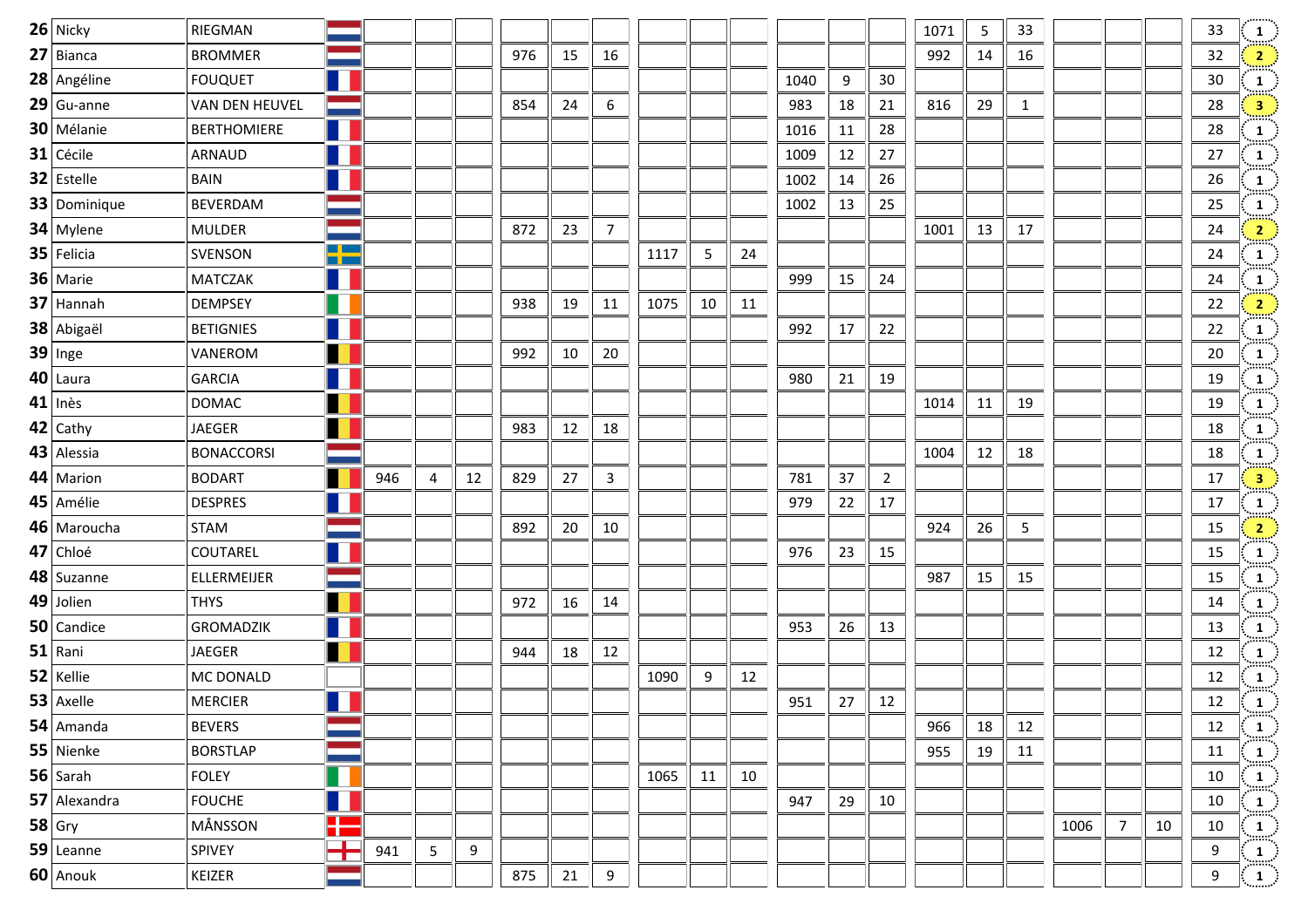| | | | | | | | | | | | | | | | | | | | | | | |
|---|---|---|---|---|---|---|---|---|---|---|---|---|---|---|---|---|---|---|---|---|---|---|
| **26** | Nicky | RIEGMAN | | | | | | | | | | | | | 1071 | 5 | 33 | | | | 33 | 1 |
| **27** | Bianca | BROMMER | | | | 976 | 15 | 16 | | | | | | | 992 | 14 | 16 | | | | 32 | 2 |
| **28** | Angéline | FOUQUET | | | | | | | | | | 1040 | 9 | 30 | | | | | | | 30 | 1 |
| **29** | Gu-anne | VAN DEN HEUVEL | | | | 854 | 24 | 6 | | | | 983 | 18 | 21 | 816 | 29 | 1 | | | | 28 | 3 |
| **30** | Mélanie | BERTHOMIERE | | | | | | | | | | 1016 | 11 | 28 | | | | | | | 28 | 1 |
| **31** | Cécile | ARNAUD | | | | | | | | | | 1009 | 12 | 27 | | | | | | | 27 | 1 |
| **32** | Estelle | BAIN | | | | | | | | | | 1002 | 14 | 26 | | | | | | | 26 | 1 |
| **33** | Dominique | BEVERDAM | | | | | | | | | | 1002 | 13 | 25 | | | | | | | 25 | 1 |
| **34** | Mylene | MULDER | | | | 872 | 23 | 7 | | | | | | | 1001 | 13 | 17 | | | | 24 | 2 |
| **35** | Felicia | SVENSON | | | | | | | 1117 | 5 | 24 | | | | | | | | | | 24 | 1 |
| **36** | Marie | MATCZAK | | | | | | | | | | 999 | 15 | 24 | | | | | | | 24 | 1 |
| **37** | Hannah | DEMPSEY | | | | 938 | 19 | 11 | 1075 | 10 | 11 | | | | | | | | | | 22 | 2 |
| **38** | Abigaël | BETIGNIES | | | | | | | | | | 992 | 17 | 22 | | | | | | | 22 | 1 |
| **39** | Inge | VANEROM | | | | 992 | 10 | 20 | | | | | | | | | | | | | 20 | 1 |
| **40** | Laura | GARCIA | | | | | | | | | | 980 | 21 | 19 | | | | | | | 19 | 1 |
| **41** | Inès | DOMAC | | | | | | | | | | | | | 1014 | 11 | 19 | | | | 19 | 1 |
| **42** | Cathy | JAEGER | | | | 983 | 12 | 18 | | | | | | | | | | | | | 18 | 1 |
| **43** | Alessia | BONACCORSI | | | | | | | | | | | | | 1004 | 12 | 18 | | | | 18 | 1 |
| **44** | Marion | BODART | 946 | 4 | 12 | 829 | 27 | 3 | | | | 781 | 37 | 2 | | | | | | | 17 | 3 |
| **45** | Amélie | DESPRES | | | | | | | | | | 979 | 22 | 17 | | | | | | | 17 | 1 |
| **46** | Maroucha | STAM | | | | 892 | 20 | 10 | | | | | | | 924 | 26 | 5 | | | | 15 | 2 |
| **47** | Chloé | COUTAREL | | | | | | | | | | 976 | 23 | 15 | | | | | | | 15 | 1 |
| **48** | Suzanne | ELLERMEIJER | | | | | | | | | | | | | 987 | 15 | 15 | | | | 15 | 1 |
| **49** | Jolien | THYS | | | | 972 | 16 | 14 | | | | | | | | | | | | | 14 | 1 |
| **50** | Candice | GROMADZIK | | | | | | | | | | 953 | 26 | 13 | | | | | | | 13 | 1 |
| **51** | Rani | JAEGER | | | | 944 | 18 | 12 | | | | | | | | | | | | | 12 | 1 |
| **52** | Kellie | MC DONALD | | | | | | | 1090 | 9 | 12 | | | | | | | | | | 12 | 1 |
| **53** | Axelle | MERCIER | | | | | | | | | | 951 | 27 | 12 | | | | | | | 12 | 1 |
| **54** | Amanda | BEVERS | | | | | | | | | | | | | 966 | 18 | 12 | | | | 12 | 1 |
| **55** | Nienke | BORSTLAP | | | | | | | | | | | | | 955 | 19 | 11 | | | | 11 | 1 |
| **56** | Sarah | FOLEY | | | | | | | 1065 | 11 | 10 | | | | | | | | | | 10 | 1 |
| **57** | Alexandra | FOUCHE | | | | | | | | | | 947 | 29 | 10 | | | | | | | 10 | 1 |
| **58** | Gry | MÅNSSON | | | | | | | | | | | | | | | | 1006 | 7 | 10 | 10 | 1 |
| **59** | Leanne | SPIVEY | 941 | 5 | 9 | | | | | | | | | | | | | | | | 9 | 1 |
| **60** | Anouk | KEIZER | | | | 875 | 21 | 9 | | | | | | | | | | | | | 9 | 1 |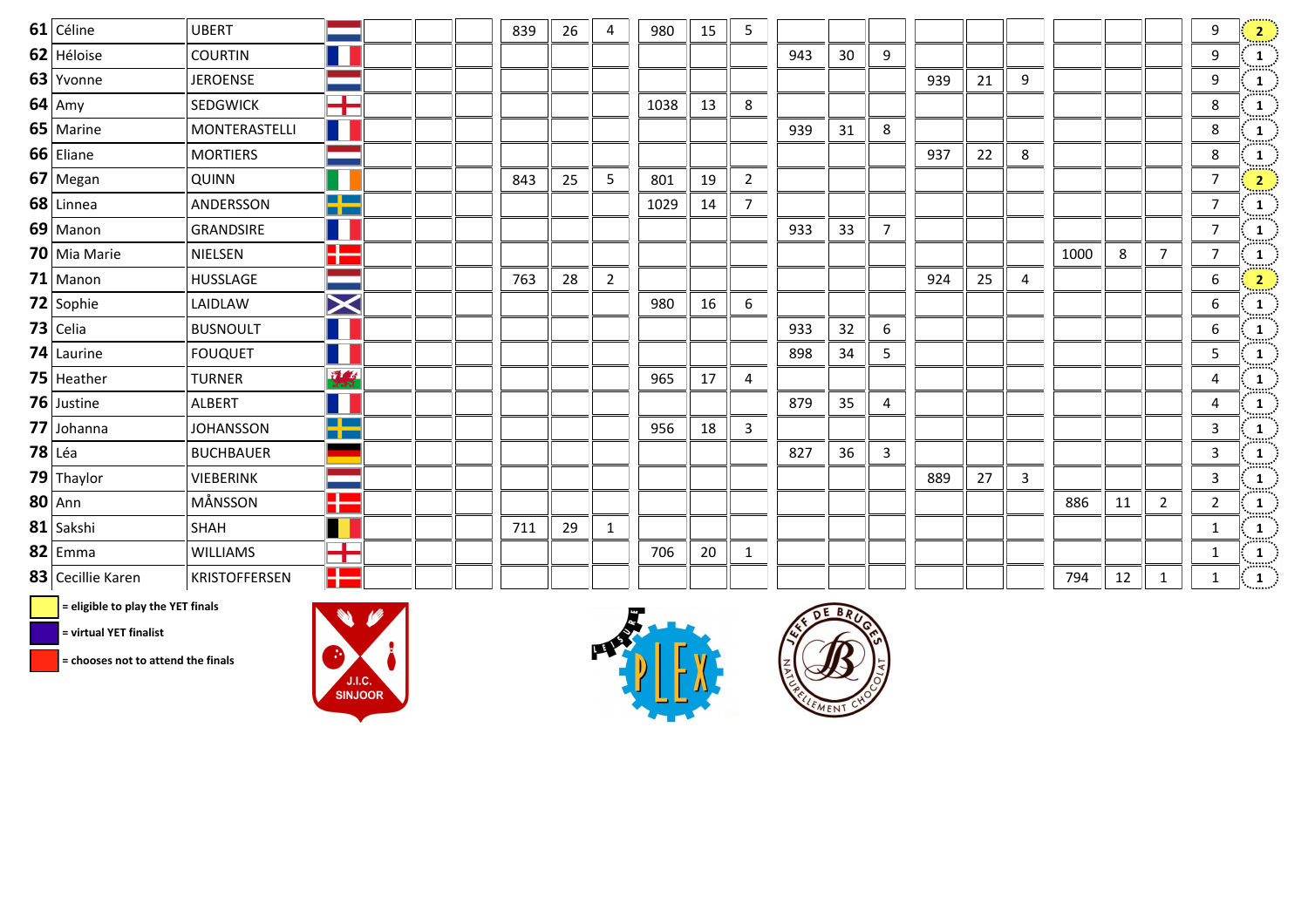| | | | | | | | | | | | | | | | | | | | | | | |
|---|---|---|---|---|---|---|---|---|---|---|---|---|---|---|---|---|---|---|---|---|---|---|
| **61** | Céline | UBERT | | | | | 839 | 26 | 4 | 980 | 15 | 5 | | | | | | | | | | 9 | 2 |
| **62** | Héloise | COURTIN | | | | | | | | | | | 943 | 30 | 9 | | | | | | | 9 | 1 |
| **63** | Yvonne | JEROENSE | | | | | | | | | | | | | | 939 | 21 | 9 | | | | 9 | 1 |
| **64** | Amy | SEDGWICK | | | | | | | | 1038 | 13 | 8 | | | | | | | | | | 8 | 1 |
| **65** | Marine | MONTERASTELLI | | | | | | | | | | | 939 | 31 | 8 | | | | | | | 8 | 1 |
| **66** | Eliane | MORTIERS | | | | | | | | | | | | | | 937 | 22 | 8 | | | | 8 | 1 |
| **67** | Megan | QUINN | | | | | 843 | 25 | 5 | 801 | 19 | 2 | | | | | | | | | | 7 | 2 |
| **68** | Linnea | ANDERSSON | | | | | | | | 1029 | 14 | 7 | | | | | | | | | | 7 | 1 |
| **69** | Manon | GRANDSIRE | | | | | | | | | | | 933 | 33 | 7 | | | | | | | 7 | 1 |
| **70** | Mia Marie | NIELSEN | | | | | | | | | | | | | | | | | 1000 | 8 | 7 | 7 | 1 |
| **71** | Manon | HUSSLAGE | | | | | 763 | 28 | 2 | | | | | | | 924 | 25 | 4 | | | | 6 | 2 |
| **72** | Sophie | LAIDLAW | | | | | | | | 980 | 16 | 6 | | | | | | | | | | 6 | 1 |
| **73** | Celia | BUSNOULT | | | | | | | | | | | 933 | 32 | 6 | | | | | | | 6 | 1 |
| **74** | Laurine | FOUQUET | | | | | | | | | | | 898 | 34 | 5 | | | | | | | 5 | 1 |
| **75** | Heather | TURNER | | | | | | | | 965 | 17 | 4 | | | | | | | | | | 4 | 1 |
| **76** | Justine | ALBERT | | | | | | | | | | | 879 | 35 | 4 | | | | | | | 4 | 1 |
| **77** | Johanna | JOHANSSON | | | | | | | | 956 | 18 | 3 | | | | | | | | | | 3 | 1 |
| **78** | Léa | BUCHBAUER | | | | | | | | | | | 827 | 36 | 3 | | | | | | | 3 | 1 |
| **79** | Thaylor | VIEBERINK | | | | | | | | | | | | | | 889 | 27 | 3 | | | | 3 | 1 |
| **80** | Ann | MÅNSSON | | | | | | | | | | | | | | | | | 886 | 11 | 2 | 2 | 1 |
| **81** | Sakshi | SHAH | | | | | 711 | 29 | 1 | | | | | | | | | | | | | 1 | 1 |
| **82** | Emma | WILLIAMS | | | | | | | | 706 | 20 | 1 | | | | | | | | | | 1 | 1 |
| **83** | Cecillie Karen | KRISTOFFERSEN | | | | | | | | | | | | | | | | | 794 | 12 | 1 | 1 | 1 |

**= eligible to play the YET finals**

**= virtual YET finalist**

**= chooses not to attend the finals**

J.I.C. SINJOOR

LEISURE PLEX

JEFF DE BRUGES NATURELLEMENT CHOCOLAT